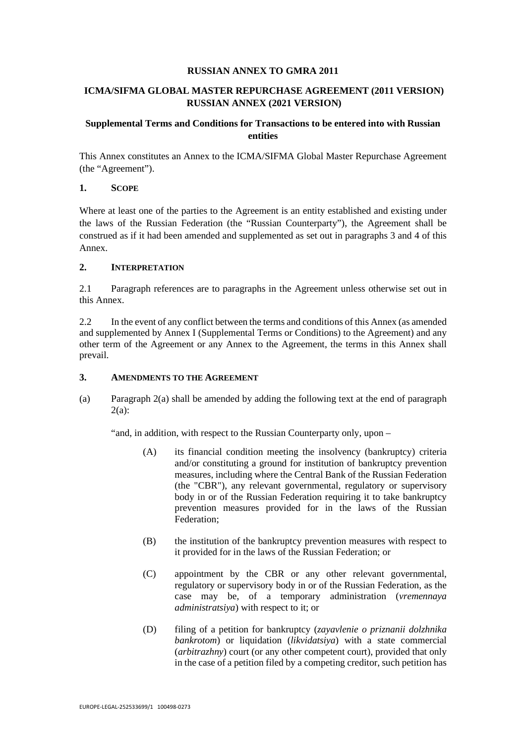**RUSSIAN ANNEX TO GMRA 2011**

**ICMA/SIFMA GLOBAL MASTER REPURCHASE AGREEMENT (2011 VERSION) RUSSIAN ANNEX (2021 VERSION)**

**Supplemental Terms and Conditions for Transactions to be entered into with Russian entities**

This Annex constitutes an Annex to the ICMA/SIFMA Global Master Repurchase Agreement (the "Agreement").

## 1. SCOPE

Where at least one of the parties to the Agreement is an entity established and existing under the laws of the Russian Federation (the "Russian Counterparty"), the Agreement shall be construed as if it had been amended and supplemented as set out in paragraphs 3 and 4 of this Annex.

## 2. INTERPRETATION

2.1 Paragraph references are to paragraphs in the Agreement unless otherwise set out in this Annex.

2.2 In the event of any conflict between the terms and conditions of this Annex (as amended and supplemented by Annex I (Supplemental Terms or Conditions) to the Agreement) and any other term of the Agreement or any Annex to the Agreement, the terms in this Annex shall prevail.

## 3. AMENDMENTS TO THE AGREEMENT

(a) Paragraph 2(a) shall be amended by adding the following text at the end of paragraph 2(a):

"and, in addition, with respect to the Russian Counterparty only, upon –

(A) its financial condition meeting the insolvency (bankruptcy) criteria and/or constituting a ground for institution of bankruptcy prevention measures, including where the Central Bank of the Russian Federation (the "CBR"), any relevant governmental, regulatory or supervisory body in or of the Russian Federation requiring it to take bankruptcy prevention measures provided for in the laws of the Russian Federation;

(B) the institution of the bankruptcy prevention measures with respect to it provided for in the laws of the Russian Federation; or

(C) appointment by the CBR or any other relevant governmental, regulatory or supervisory body in or of the Russian Federation, as the case may be, of a temporary administration (*vremennaya administratsiya*) with respect to it; or

(D) filing of a petition for bankruptcy (*zayavlenie o priznanii dolzhnika bankrotom*) or liquidation (*likvidatsiya*) with a state commercial (*arbitrazhny*) court (or any other competent court), provided that only in the case of a petition filed by a competing creditor, such petition has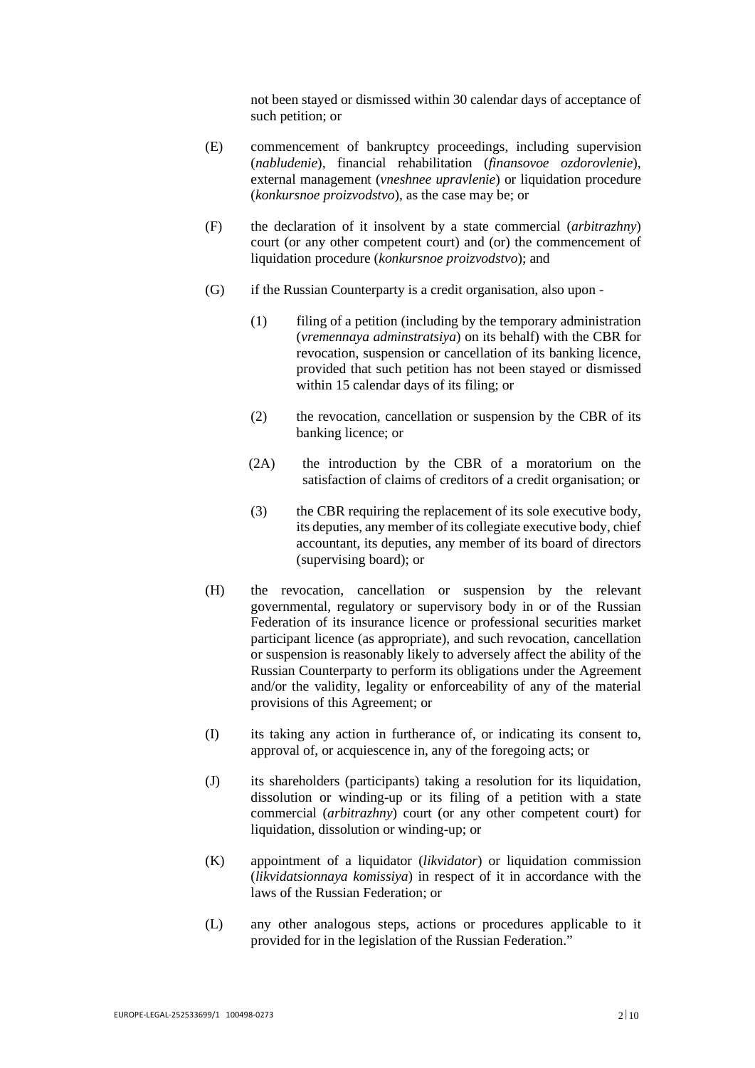not been stayed or dismissed within 30 calendar days of acceptance of such petition; or

(E) commencement of bankruptcy proceedings, including supervision (*nabludenie*), financial rehabilitation (*finansovoe ozdorovlenie*), external management (*vneshnee upravlenie*) or liquidation procedure (*konkursnoe proizvodstvo*), as the case may be; or

(F) the declaration of it insolvent by a state commercial (*arbitrazhny*) court (or any other competent court) and (or) the commencement of liquidation procedure (*konkursnoe proizvodstvo*); and

(G) if the Russian Counterparty is a credit organisation, also upon -

(1) filing of a petition (including by the temporary administration (*vremennaya adminstratsiya*) on its behalf) with the CBR for revocation, suspension or cancellation of its banking licence, provided that such petition has not been stayed or dismissed within 15 calendar days of its filing; or

(2) the revocation, cancellation or suspension by the CBR of its banking licence; or

(2A) the introduction by the CBR of a moratorium on the satisfaction of claims of creditors of a credit organisation; or

(3) the CBR requiring the replacement of its sole executive body, its deputies, any member of its collegiate executive body, chief accountant, its deputies, any member of its board of directors (supervising board); or

(H) the revocation, cancellation or suspension by the relevant governmental, regulatory or supervisory body in or of the Russian Federation of its insurance licence or professional securities market participant licence (as appropriate), and such revocation, cancellation or suspension is reasonably likely to adversely affect the ability of the Russian Counterparty to perform its obligations under the Agreement and/or the validity, legality or enforceability of any of the material provisions of this Agreement; or

(I) its taking any action in furtherance of, or indicating its consent to, approval of, or acquiescence in, any of the foregoing acts; or

(J) its shareholders (participants) taking a resolution for its liquidation, dissolution or winding-up or its filing of a petition with a state commercial (*arbitrazhny*) court (or any other competent court) for liquidation, dissolution or winding-up; or

(K) appointment of a liquidator (*likvidator*) or liquidation commission (*likvidatsionnaya komissiya*) in respect of it in accordance with the laws of the Russian Federation; or

(L) any other analogous steps, actions or procedures applicable to it provided for in the legislation of the Russian Federation."

EUROPE-LEGAL-252533699/1 100498-0273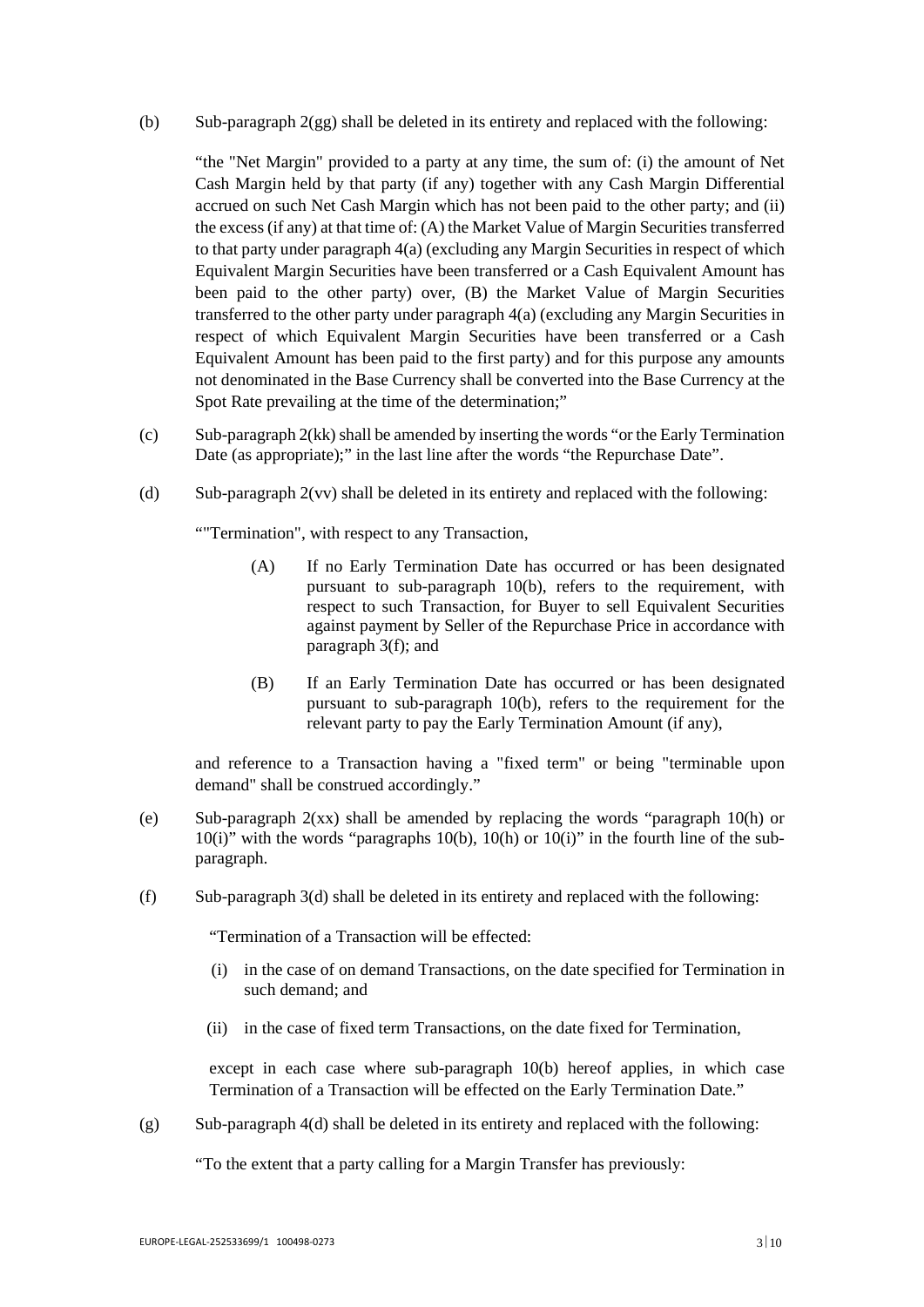(b) Sub-paragraph 2(gg) shall be deleted in its entirety and replaced with the following:

"the "Net Margin" provided to a party at any time, the sum of: (i) the amount of Net Cash Margin held by that party (if any) together with any Cash Margin Differential accrued on such Net Cash Margin which has not been paid to the other party; and (ii) the excess (if any) at that time of: (A) the Market Value of Margin Securities transferred to that party under paragraph 4(a) (excluding any Margin Securities in respect of which Equivalent Margin Securities have been transferred or a Cash Equivalent Amount has been paid to the other party) over, (B) the Market Value of Margin Securities transferred to the other party under paragraph 4(a) (excluding any Margin Securities in respect of which Equivalent Margin Securities have been transferred or a Cash Equivalent Amount has been paid to the first party) and for this purpose any amounts not denominated in the Base Currency shall be converted into the Base Currency at the Spot Rate prevailing at the time of the determination;"

(c) Sub-paragraph 2(kk) shall be amended by inserting the words "or the Early Termination Date (as appropriate);" in the last line after the words "the Repurchase Date".

(d) Sub-paragraph 2(vv) shall be deleted in its entirety and replaced with the following:

""Termination", with respect to any Transaction,

(A) If no Early Termination Date has occurred or has been designated pursuant to sub-paragraph 10(b), refers to the requirement, with respect to such Transaction, for Buyer to sell Equivalent Securities against payment by Seller of the Repurchase Price in accordance with paragraph 3(f); and

(B) If an Early Termination Date has occurred or has been designated pursuant to sub-paragraph 10(b), refers to the requirement for the relevant party to pay the Early Termination Amount (if any),

and reference to a Transaction having a "fixed term" or being "terminable upon demand" shall be construed accordingly."

(e) Sub-paragraph 2(xx) shall be amended by replacing the words "paragraph 10(h) or 10(i)" with the words "paragraphs 10(b), 10(h) or 10(i)" in the fourth line of the sub-paragraph.

(f) Sub-paragraph 3(d) shall be deleted in its entirety and replaced with the following:

"Termination of a Transaction will be effected:

(i) in the case of on demand Transactions, on the date specified for Termination in such demand; and

(ii) in the case of fixed term Transactions, on the date fixed for Termination,

except in each case where sub-paragraph 10(b) hereof applies, in which case Termination of a Transaction will be effected on the Early Termination Date."

(g) Sub-paragraph 4(d) shall be deleted in its entirety and replaced with the following:

"To the extent that a party calling for a Margin Transfer has previously: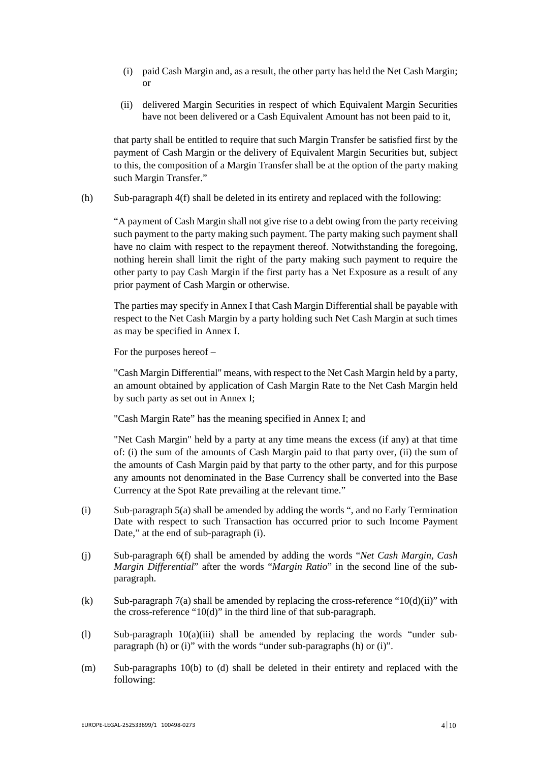(i) paid Cash Margin and, as a result, the other party has held the Net Cash Margin; or

(ii) delivered Margin Securities in respect of which Equivalent Margin Securities have not been delivered or a Cash Equivalent Amount has not been paid to it,

that party shall be entitled to require that such Margin Transfer be satisfied first by the payment of Cash Margin or the delivery of Equivalent Margin Securities but, subject to this, the composition of a Margin Transfer shall be at the option of the party making such Margin Transfer."

(h) Sub-paragraph 4(f) shall be deleted in its entirety and replaced with the following:

"A payment of Cash Margin shall not give rise to a debt owing from the party receiving such payment to the party making such payment. The party making such payment shall have no claim with respect to the repayment thereof. Notwithstanding the foregoing, nothing herein shall limit the right of the party making such payment to require the other party to pay Cash Margin if the first party has a Net Exposure as a result of any prior payment of Cash Margin or otherwise.

The parties may specify in Annex I that Cash Margin Differential shall be payable with respect to the Net Cash Margin by a party holding such Net Cash Margin at such times as may be specified in Annex I.

For the purposes hereof –

"Cash Margin Differential" means, with respect to the Net Cash Margin held by a party, an amount obtained by application of Cash Margin Rate to the Net Cash Margin held by such party as set out in Annex I;

"Cash Margin Rate" has the meaning specified in Annex I; and

"Net Cash Margin" held by a party at any time means the excess (if any) at that time of: (i) the sum of the amounts of Cash Margin paid to that party over, (ii) the sum of the amounts of Cash Margin paid by that party to the other party, and for this purpose any amounts not denominated in the Base Currency shall be converted into the Base Currency at the Spot Rate prevailing at the relevant time."

(i) Sub-paragraph 5(a) shall be amended by adding the words ", and no Early Termination Date with respect to such Transaction has occurred prior to such Income Payment Date," at the end of sub-paragraph (i).

(j) Sub-paragraph 6(f) shall be amended by adding the words "*Net Cash Margin, Cash Margin Differential*" after the words "*Margin Ratio*" in the second line of the sub-paragraph.

(k) Sub-paragraph 7(a) shall be amended by replacing the cross-reference "10(d)(ii)" with the cross-reference "10(d)" in the third line of that sub-paragraph.

(l) Sub-paragraph 10(a)(iii) shall be amended by replacing the words "under sub-paragraph (h) or (i)" with the words "under sub-paragraphs (h) or (i)".

(m) Sub-paragraphs 10(b) to (d) shall be deleted in their entirety and replaced with the following: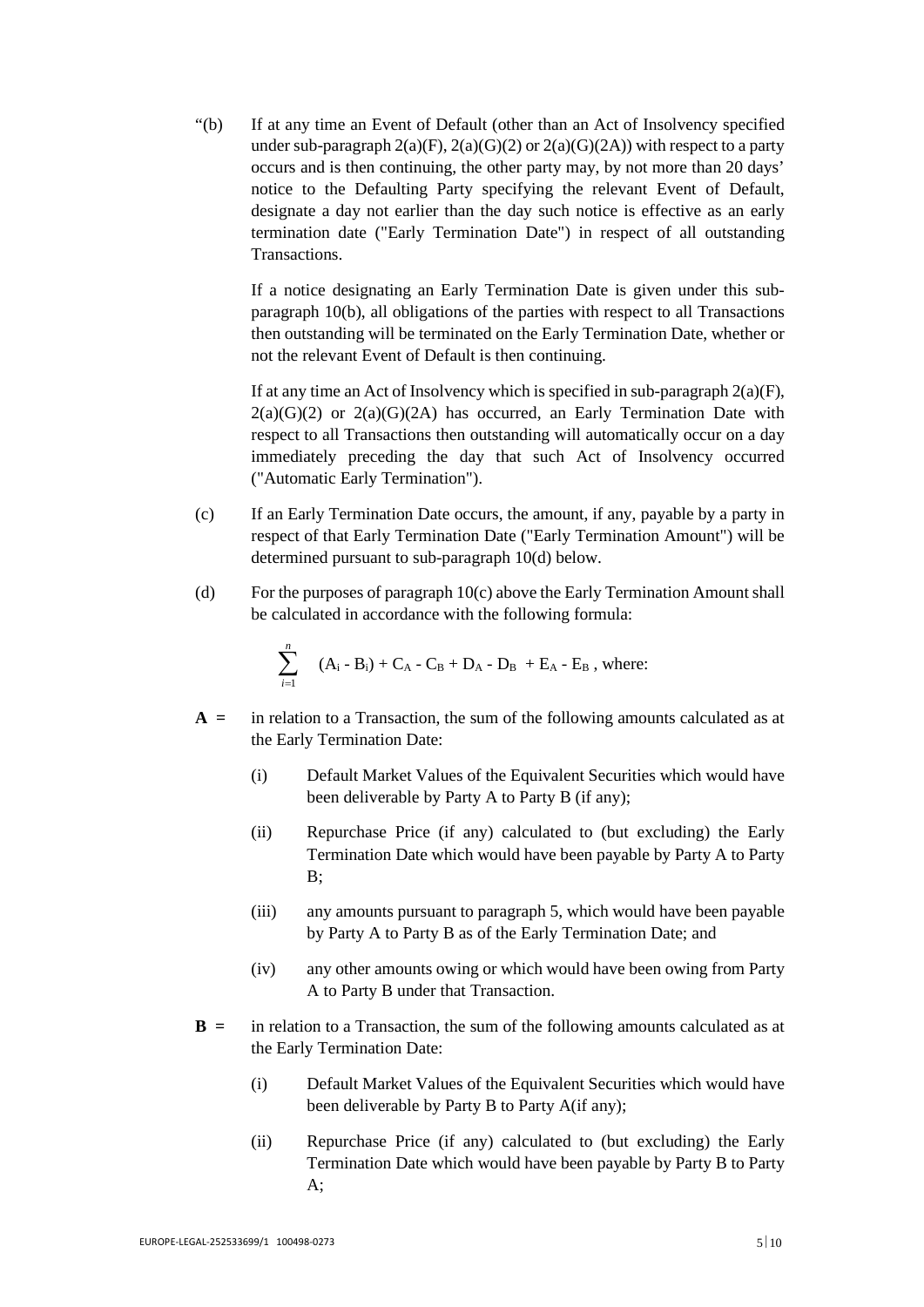"(b) If at any time an Event of Default (other than an Act of Insolvency specified under sub-paragraph 2(a)(F), 2(a)(G)(2) or 2(a)(G)(2A)) with respect to a party occurs and is then continuing, the other party may, by not more than 20 days' notice to the Defaulting Party specifying the relevant Event of Default, designate a day not earlier than the day such notice is effective as an early termination date ("Early Termination Date") in respect of all outstanding Transactions.

If a notice designating an Early Termination Date is given under this sub-paragraph 10(b), all obligations of the parties with respect to all Transactions then outstanding will be terminated on the Early Termination Date, whether or not the relevant Event of Default is then continuing.

If at any time an Act of Insolvency which is specified in sub-paragraph 2(a)(F), 2(a)(G)(2) or 2(a)(G)(2A) has occurred, an Early Termination Date with respect to all Transactions then outstanding will automatically occur on a day immediately preceding the day that such Act of Insolvency occurred ("Automatic Early Termination").

(c) If an Early Termination Date occurs, the amount, if any, payable by a party in respect of that Early Termination Date ("Early Termination Amount") will be determined pursuant to sub-paragraph 10(d) below.

(d) For the purposes of paragraph 10(c) above the Early Termination Amount shall be calculated in accordance with the following formula:

$$\sum_{i=1}^{n} (A_i - B_i) + C_A - C_B + D_A - D_B + E_A - E_B \text{, where:}$$

**A =** in relation to a Transaction, the sum of the following amounts calculated as at the Early Termination Date:

(i) Default Market Values of the Equivalent Securities which would have been deliverable by Party A to Party B (if any);

(ii) Repurchase Price (if any) calculated to (but excluding) the Early Termination Date which would have been payable by Party A to Party B;

(iii) any amounts pursuant to paragraph 5, which would have been payable by Party A to Party B as of the Early Termination Date; and

(iv) any other amounts owing or which would have been owing from Party A to Party B under that Transaction.

**B =** in relation to a Transaction, the sum of the following amounts calculated as at the Early Termination Date:

(i) Default Market Values of the Equivalent Securities which would have been deliverable by Party B to Party A(if any);

(ii) Repurchase Price (if any) calculated to (but excluding) the Early Termination Date which would have been payable by Party B to Party A;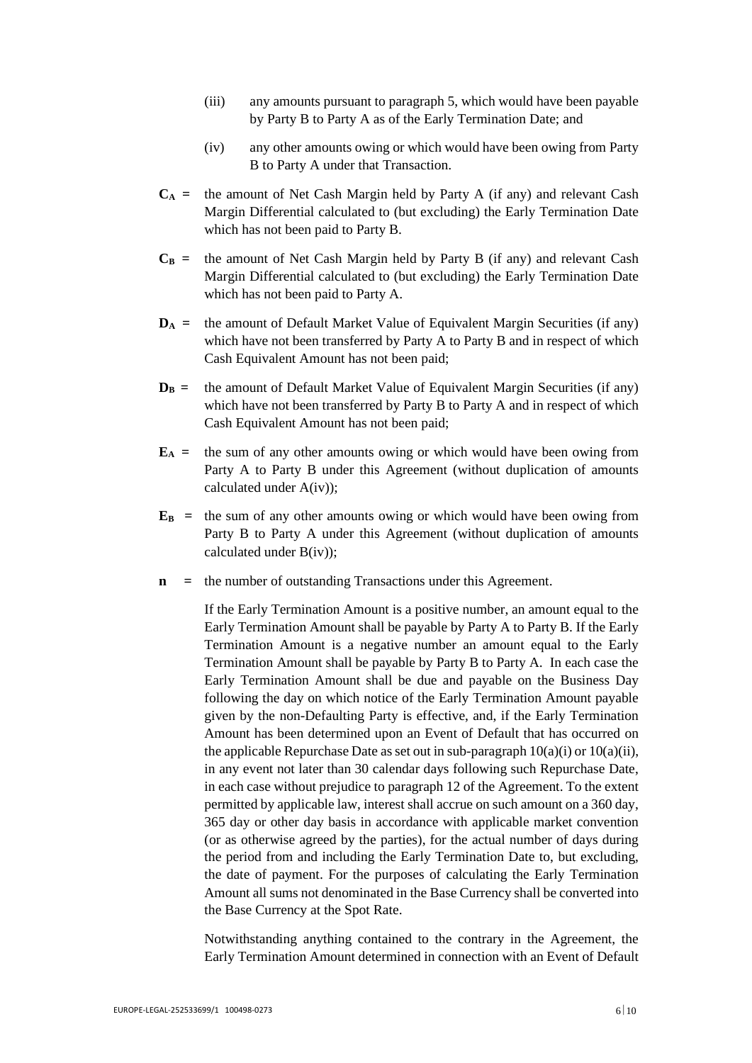(iii) any amounts pursuant to paragraph 5, which would have been payable by Party B to Party A as of the Early Termination Date; and

(iv) any other amounts owing or which would have been owing from Party B to Party A under that Transaction.

**$C_A$ =** the amount of Net Cash Margin held by Party A (if any) and relevant Cash Margin Differential calculated to (but excluding) the Early Termination Date which has not been paid to Party B.

**$C_B$ =** the amount of Net Cash Margin held by Party B (if any) and relevant Cash Margin Differential calculated to (but excluding) the Early Termination Date which has not been paid to Party A.

**$D_A$ =** the amount of Default Market Value of Equivalent Margin Securities (if any) which have not been transferred by Party A to Party B and in respect of which Cash Equivalent Amount has not been paid;

**$D_B$ =** the amount of Default Market Value of Equivalent Margin Securities (if any) which have not been transferred by Party B to Party A and in respect of which Cash Equivalent Amount has not been paid;

**$E_A$ =** the sum of any other amounts owing or which would have been owing from Party A to Party B under this Agreement (without duplication of amounts calculated under A(iv));

**$E_B$ =** the sum of any other amounts owing or which would have been owing from Party B to Party A under this Agreement (without duplication of amounts calculated under B(iv));

**n =** the number of outstanding Transactions under this Agreement.

If the Early Termination Amount is a positive number, an amount equal to the Early Termination Amount shall be payable by Party A to Party B. If the Early Termination Amount is a negative number an amount equal to the Early Termination Amount shall be payable by Party B to Party A. In each case the Early Termination Amount shall be due and payable on the Business Day following the day on which notice of the Early Termination Amount payable given by the non-Defaulting Party is effective, and, if the Early Termination Amount has been determined upon an Event of Default that has occurred on the applicable Repurchase Date as set out in sub-paragraph 10(a)(i) or 10(a)(ii), in any event not later than 30 calendar days following such Repurchase Date, in each case without prejudice to paragraph 12 of the Agreement. To the extent permitted by applicable law, interest shall accrue on such amount on a 360 day, 365 day or other day basis in accordance with applicable market convention (or as otherwise agreed by the parties), for the actual number of days during the period from and including the Early Termination Date to, but excluding, the date of payment. For the purposes of calculating the Early Termination Amount all sums not denominated in the Base Currency shall be converted into the Base Currency at the Spot Rate.

Notwithstanding anything contained to the contrary in the Agreement, the Early Termination Amount determined in connection with an Event of Default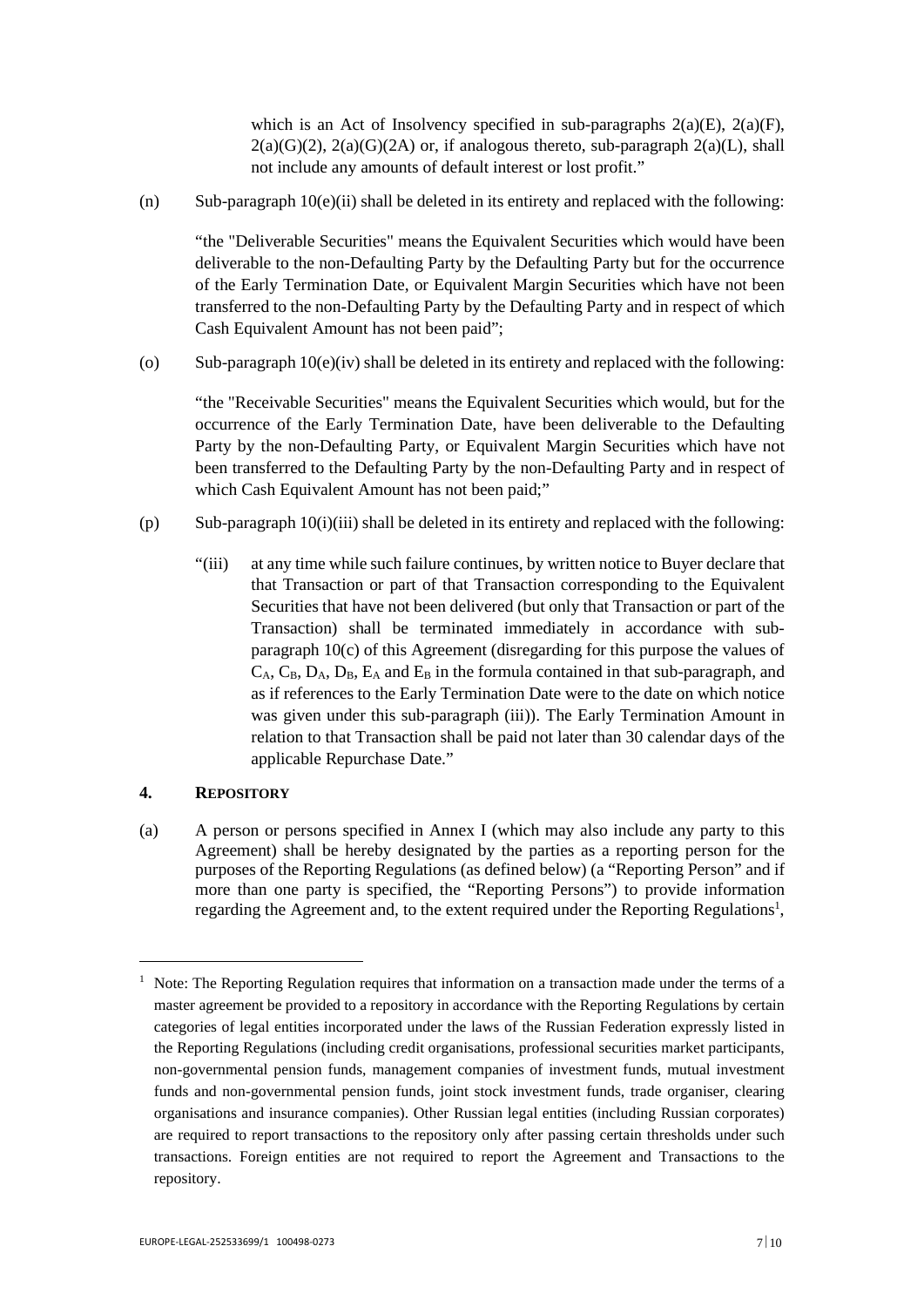which is an Act of Insolvency specified in sub-paragraphs 2(a)(E), 2(a)(F), 2(a)(G)(2), 2(a)(G)(2A) or, if analogous thereto, sub-paragraph 2(a)(L), shall not include any amounts of default interest or lost profit."

(n) Sub-paragraph 10(e)(ii) shall be deleted in its entirety and replaced with the following:

"the "Deliverable Securities" means the Equivalent Securities which would have been deliverable to the non-Defaulting Party by the Defaulting Party but for the occurrence of the Early Termination Date, or Equivalent Margin Securities which have not been transferred to the non-Defaulting Party by the Defaulting Party and in respect of which Cash Equivalent Amount has not been paid";

(o) Sub-paragraph 10(e)(iv) shall be deleted in its entirety and replaced with the following:

"the "Receivable Securities" means the Equivalent Securities which would, but for the occurrence of the Early Termination Date, have been deliverable to the Defaulting Party by the non-Defaulting Party, or Equivalent Margin Securities which have not been transferred to the Defaulting Party by the non-Defaulting Party and in respect of which Cash Equivalent Amount has not been paid;"

(p) Sub-paragraph 10(i)(iii) shall be deleted in its entirety and replaced with the following:

"(iii) at any time while such failure continues, by written notice to Buyer declare that that Transaction or part of that Transaction corresponding to the Equivalent Securities that have not been delivered (but only that Transaction or part of the Transaction) shall be terminated immediately in accordance with sub-paragraph 10(c) of this Agreement (disregarding for this purpose the values of $C_A$, $C_B$, $D_A$, $D_B$, $E_A$ and $E_B$ in the formula contained in that sub-paragraph, and as if references to the Early Termination Date were to the date on which notice was given under this sub-paragraph (iii)). The Early Termination Amount in relation to that Transaction shall be paid not later than 30 calendar days of the applicable Repurchase Date."

## 4. REPOSITORY

(a) A person or persons specified in Annex I (which may also include any party to this Agreement) shall be hereby designated by the parties as a reporting person for the purposes of the Reporting Regulations (as defined below) (a "Reporting Person" and if more than one party is specified, the "Reporting Persons") to provide information regarding the Agreement and, to the extent required under the Reporting Regulations[1],

---

[1] Note: The Reporting Regulation requires that information on a transaction made under the terms of a master agreement be provided to a repository in accordance with the Reporting Regulations by certain categories of legal entities incorporated under the laws of the Russian Federation expressly listed in the Reporting Regulations (including credit organisations, professional securities market participants, non-governmental pension funds, management companies of investment funds, mutual investment funds and non-governmental pension funds, joint stock investment funds, trade organiser, clearing organisations and insurance companies). Other Russian legal entities (including Russian corporates) are required to report transactions to the repository only after passing certain thresholds under such transactions. Foreign entities are not required to report the Agreement and Transactions to the repository.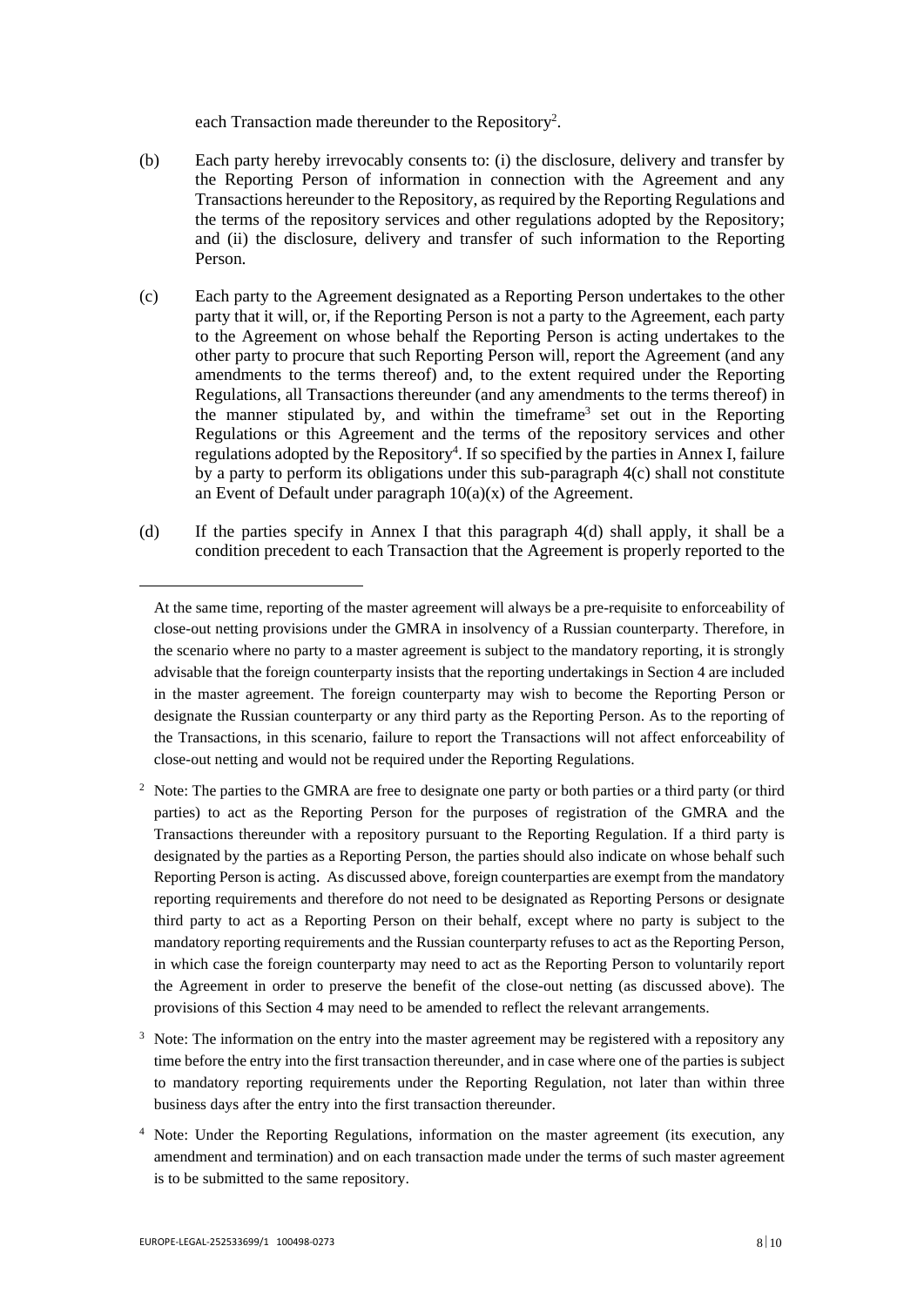each Transaction made thereunder to the Repository[2].

(b) Each party hereby irrevocably consents to: (i) the disclosure, delivery and transfer by the Reporting Person of information in connection with the Agreement and any Transactions hereunder to the Repository, as required by the Reporting Regulations and the terms of the repository services and other regulations adopted by the Repository; and (ii) the disclosure, delivery and transfer of such information to the Reporting Person.

(c) Each party to the Agreement designated as a Reporting Person undertakes to the other party that it will, or, if the Reporting Person is not a party to the Agreement, each party to the Agreement on whose behalf the Reporting Person is acting undertakes to the other party to procure that such Reporting Person will, report the Agreement (and any amendments to the terms thereof) and, to the extent required under the Reporting Regulations, all Transactions thereunder (and any amendments to the terms thereof) in the manner stipulated by, and within the timeframe[3] set out in the Reporting Regulations or this Agreement and the terms of the repository services and other regulations adopted by the Repository[4]. If so specified by the parties in Annex I, failure by a party to perform its obligations under this sub-paragraph 4(c) shall not constitute an Event of Default under paragraph 10(a)(x) of the Agreement.

(d) If the parties specify in Annex I that this paragraph 4(d) shall apply, it shall be a condition precedent to each Transaction that the Agreement is properly reported to the

---

At the same time, reporting of the master agreement will always be a pre-requisite to enforceability of close-out netting provisions under the GMRA in insolvency of a Russian counterparty. Therefore, in the scenario where no party to a master agreement is subject to the mandatory reporting, it is strongly advisable that the foreign counterparty insists that the reporting undertakings in Section 4 are included in the master agreement. The foreign counterparty may wish to become the Reporting Person or designate the Russian counterparty or any third party as the Reporting Person. As to the reporting of the Transactions, in this scenario, failure to report the Transactions will not affect enforceability of close-out netting and would not be required under the Reporting Regulations.

[2] Note: The parties to the GMRA are free to designate one party or both parties or a third party (or third parties) to act as the Reporting Person for the purposes of registration of the GMRA and the Transactions thereunder with a repository pursuant to the Reporting Regulation. If a third party is designated by the parties as a Reporting Person, the parties should also indicate on whose behalf such Reporting Person is acting. As discussed above, foreign counterparties are exempt from the mandatory reporting requirements and therefore do not need to be designated as Reporting Persons or designate third party to act as a Reporting Person on their behalf, except where no party is subject to the mandatory reporting requirements and the Russian counterparty refuses to act as the Reporting Person, in which case the foreign counterparty may need to act as the Reporting Person to voluntarily report the Agreement in order to preserve the benefit of the close-out netting (as discussed above). The provisions of this Section 4 may need to be amended to reflect the relevant arrangements.

[3] Note: The information on the entry into the master agreement may be registered with a repository any time before the entry into the first transaction thereunder, and in case where one of the parties is subject to mandatory reporting requirements under the Reporting Regulation, not later than within three business days after the entry into the first transaction thereunder.

[4] Note: Under the Reporting Regulations, information on the master agreement (its execution, any amendment and termination) and on each transaction made under the terms of such master agreement is to be submitted to the same repository.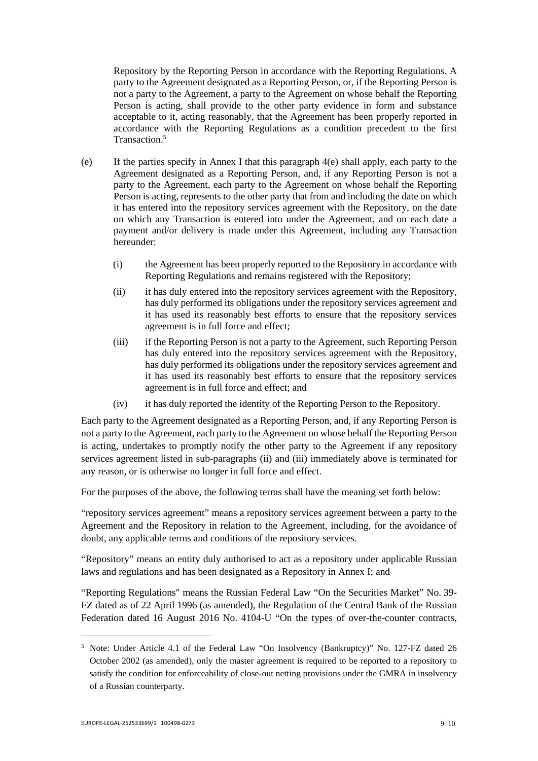Repository by the Reporting Person in accordance with the Reporting Regulations. A party to the Agreement designated as a Reporting Person, or, if the Reporting Person is not a party to the Agreement, a party to the Agreement on whose behalf the Reporting Person is acting, shall provide to the other party evidence in form and substance acceptable to it, acting reasonably, that the Agreement has been properly reported in accordance with the Reporting Regulations as a condition precedent to the first Transaction.[5]

(e) If the parties specify in Annex I that this paragraph 4(e) shall apply, each party to the Agreement designated as a Reporting Person, and, if any Reporting Person is not a party to the Agreement, each party to the Agreement on whose behalf the Reporting Person is acting, represents to the other party that from and including the date on which it has entered into the repository services agreement with the Repository, on the date on which any Transaction is entered into under the Agreement, and on each date a payment and/or delivery is made under this Agreement, including any Transaction hereunder:

(i) the Agreement has been properly reported to the Repository in accordance with Reporting Regulations and remains registered with the Repository;

(ii) it has duly entered into the repository services agreement with the Repository, has duly performed its obligations under the repository services agreement and it has used its reasonably best efforts to ensure that the repository services agreement is in full force and effect;

(iii) if the Reporting Person is not a party to the Agreement, such Reporting Person has duly entered into the repository services agreement with the Repository, has duly performed its obligations under the repository services agreement and it has used its reasonably best efforts to ensure that the repository services agreement is in full force and effect; and

(iv) it has duly reported the identity of the Reporting Person to the Repository.

Each party to the Agreement designated as a Reporting Person, and, if any Reporting Person is not a party to the Agreement, each party to the Agreement on whose behalf the Reporting Person is acting, undertakes to promptly notify the other party to the Agreement if any repository services agreement listed in sub-paragraphs (ii) and (iii) immediately above is terminated for any reason, or is otherwise no longer in full force and effect.

For the purposes of the above, the following terms shall have the meaning set forth below:

"repository services agreement" means a repository services agreement between a party to the Agreement and the Repository in relation to the Agreement, including, for the avoidance of doubt, any applicable terms and conditions of the repository services.

"Repository" means an entity duly authorised to act as a repository under applicable Russian laws and regulations and has been designated as a Repository in Annex I; and

"Reporting Regulations" means the Russian Federal Law "On the Securities Market" No. 39-FZ dated as of 22 April 1996 (as amended), the Regulation of the Central Bank of the Russian Federation dated 16 August 2016 No. 4104-U "On the types of over-the-counter contracts,

---

[5] Note: Under Article 4.1 of the Federal Law "On Insolvency (Bankruptcy)" No. 127-FZ dated 26 October 2002 (as amended), only the master agreement is required to be reported to a repository to satisfy the condition for enforceability of close-out netting provisions under the GMRA in insolvency of a Russian counterparty.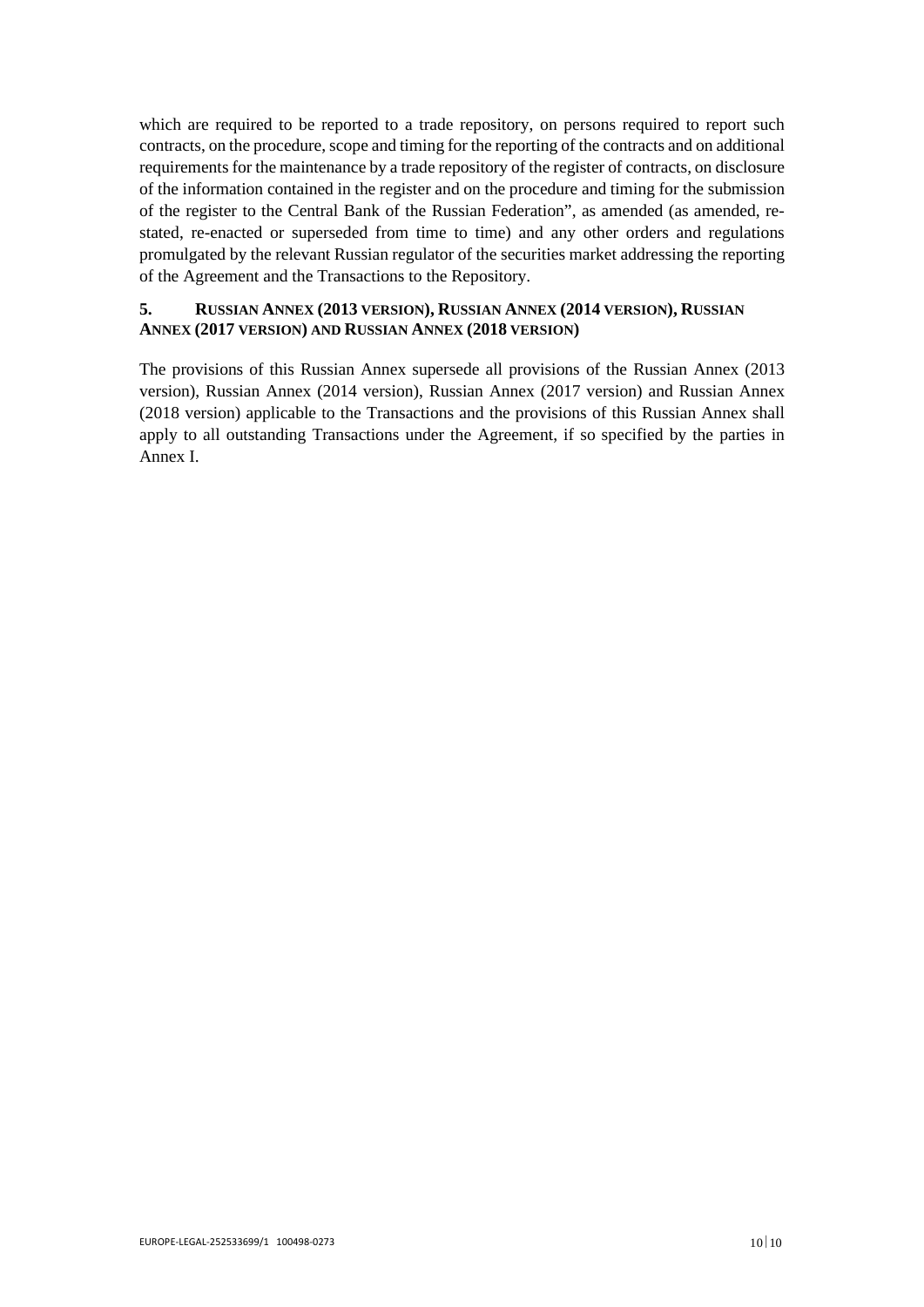which are required to be reported to a trade repository, on persons required to report such contracts, on the procedure, scope and timing for the reporting of the contracts and on additional requirements for the maintenance by a trade repository of the register of contracts, on disclosure of the information contained in the register and on the procedure and timing for the submission of the register to the Central Bank of the Russian Federation", as amended (as amended, re-stated, re-enacted or superseded from time to time) and any other orders and regulations promulgated by the relevant Russian regulator of the securities market addressing the reporting of the Agreement and the Transactions to the Repository.

## 5. RUSSIAN ANNEX (2013 VERSION), RUSSIAN ANNEX (2014 VERSION), RUSSIAN ANNEX (2017 VERSION) AND RUSSIAN ANNEX (2018 VERSION)

The provisions of this Russian Annex supersede all provisions of the Russian Annex (2013 version), Russian Annex (2014 version), Russian Annex (2017 version) and Russian Annex (2018 version) applicable to the Transactions and the provisions of this Russian Annex shall apply to all outstanding Transactions under the Agreement, if so specified by the parties in Annex I.